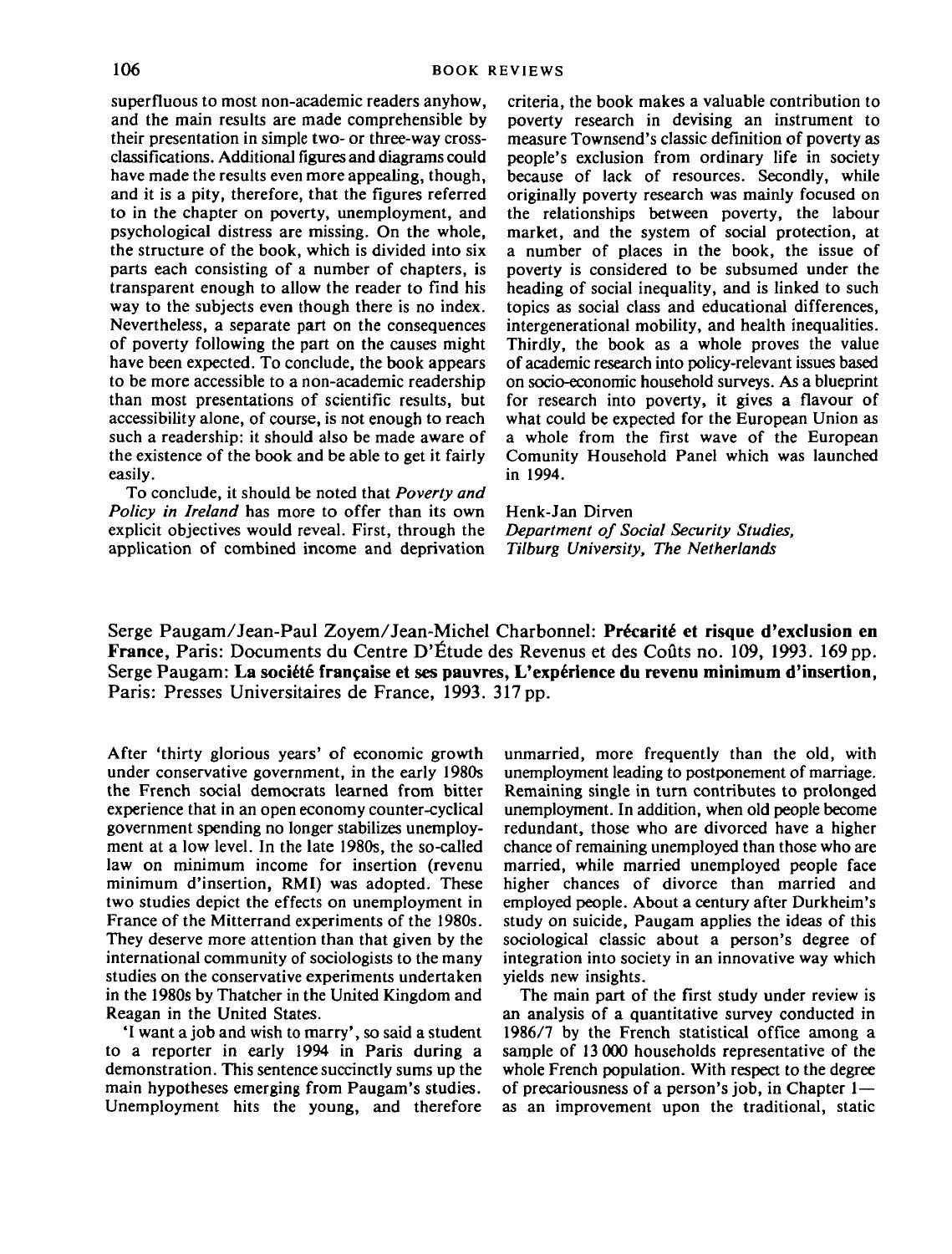superfluous to most non-academic readers anyhow, and the main results are made comprehensible by their presentation in simple two- or three-way cross-classifications. Additional figures and diagrams could have made the results even more appealing, though, and it is a pity, therefore, that the figures referred to in the chapter on poverty, unemployment, and psychological distress are missing. On the whole, the structure of the book, which is divided into six parts each consisting of a number of chapters, is transparent enough to allow the reader to find his way to the subjects even though there is no index. Nevertheless, a separate part on the consequences of poverty following the part on the causes might have been expected. To conclude, the book appears to be more accessible to a non-academic readership than most presentations of scientific results, but accessibility alone, of course, is not enough to reach such a readership: it should also be made aware of the existence of the book and be able to get it fairly easily.

To conclude, it should be noted that *Poverty and Policy in Ireland* has more to offer than its own explicit objectives would reveal. First, through the application of combined income and deprivation criteria, the book makes a valuable contribution to poverty research in devising an instrument to measure Townsend's classic definition of poverty as people's exclusion from ordinary life in society because of lack of resources. Secondly, while originally poverty research was mainly focused on the relationships between poverty, the labour market, and the system of social protection, at a number of places in the book, the issue of poverty is considered to be subsumed under the heading of social inequality, and is linked to such topics as social class and educational differences, intergenerational mobility, and health inequalities. Thirdly, the book as a whole proves the value of academic research into policy-relevant issues based on socio-economic household surveys. As a blueprint for research into poverty, it gives a flavour of what could be expected for the European Union as a whole from the first wave of the European Comunity Household Panel which was launched in 1994.

Henk-Jan Dirven
*Department of Social Security Studies,*
*Tilburg University, The Netherlands*

Serge Paugam/Jean-Paul Zoyem/Jean-Michel Charbonnel: **Précarité et risque d'exclusion en France**, Paris: Documents du Centre D'Étude des Revenus et des Coûts no. 109, 1993. 169 pp.
Serge Paugam: **La société française et ses pauvres, L'expérience du revenu minimum d'insertion**, Paris: Presses Universitaires de France, 1993. 317 pp.

After 'thirty glorious years' of economic growth under conservative government, in the early 1980s the French social democrats learned from bitter experience that in an open economy counter-cyclical government spending no longer stabilizes unemployment at a low level. In the late 1980s, the so-called law on minimum income for insertion (revenu minimum d'insertion, RMI) was adopted. These two studies depict the effects on unemployment in France of the Mitterrand experiments of the 1980s. They deserve more attention than that given by the international community of sociologists to the many studies on the conservative experiments undertaken in the 1980s by Thatcher in the United Kingdom and Reagan in the United States.

'I want a job and wish to marry', so said a student to a reporter in early 1994 in Paris during a demonstration. This sentence succinctly sums up the main hypotheses emerging from Paugam's studies. Unemployment hits the young, and therefore unmarried, more frequently than the old, with unemployment leading to postponement of marriage. Remaining single in turn contributes to prolonged unemployment. In addition, when old people become redundant, those who are divorced have a higher chance of remaining unemployed than those who are married, while married unemployed people face higher chances of divorce than married and employed people. About a century after Durkheim's study on suicide, Paugam applies the ideas of this sociological classic about a person's degree of integration into society in an innovative way which yields new insights.

The main part of the first study under review is an analysis of a quantitative survey conducted in 1986/7 by the French statistical office among a sample of 13 000 households representative of the whole French population. With respect to the degree of precariousness of a person's job, in Chapter 1—as an improvement upon the traditional, static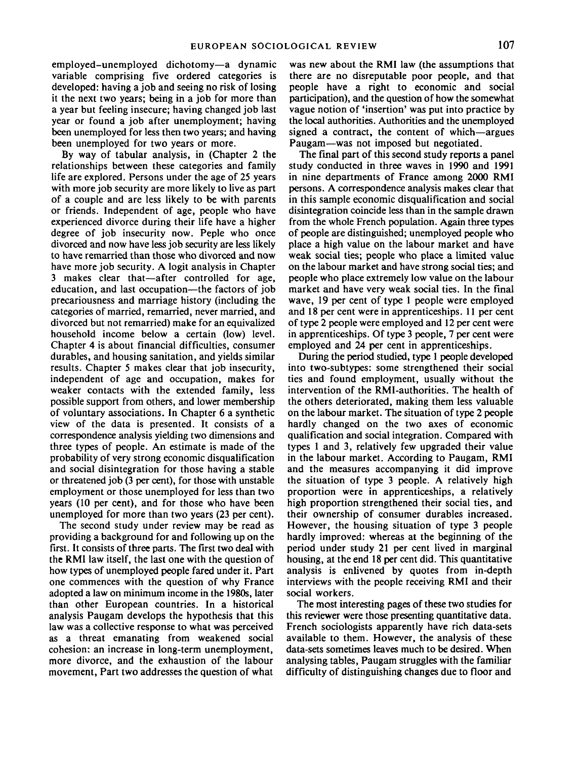employed–unemployed dichotomy—a dynamic variable comprising five ordered categories is developed: having a job and seeing no risk of losing it the next two years; being in a job for more than a year but feeling insecure; having changed job last year or found a job after unemployment; having been unemployed for less then two years; and having been unemployed for two years or more.

By way of tabular analysis, in (Chapter 2 the relationships between these categories and family life are explored. Persons under the age of 25 years with more job security are more likely to live as part of a couple and are less likely to be with parents or friends. Independent of age, people who have experienced divorce during their life have a higher degree of job insecurity now. Peple who once divorced and now have less job security are less likely to have remarried than those who divorced and now have more job security. A logit analysis in Chapter 3 makes clear that—after controlled for age, education, and last occupation—the factors of job precariousness and marriage history (including the categories of married, remarried, never married, and divorced but not remarried) make for an equivalized household income below a certain (low) level. Chapter 4 is about financial difficulties, consumer durables, and housing sanitation, and yields similar results. Chapter 5 makes clear that job insecurity, independent of age and occupation, makes for weaker contacts with the extended family, less possible support from others, and lower membership of voluntary associations. In Chapter 6 a synthetic view of the data is presented. It consists of a correspondence analysis yielding two dimensions and three types of people. An estimate is made of the probability of very strong economic disqualification and social disintegration for those having a stable or threatened job (3 per cent), for those with unstable employment or those unemployed for less than two years (10 per cent), and for those who have been unemployed for more than two years (23 per cent).

The second study under review may be read as providing a background for and following up on the first. It consists of three parts. The first two deal with the RMI law itself, the last one with the question of how types of unemployed people fared under it. Part one commences with the question of why France adopted a law on minimum income in the 1980s, later than other European countries. In a historical analysis Paugam develops the hypothesis that this law was a collective response to what was perceived as a threat emanating from weakened social cohesion: an increase in long-term unemployment, more divorce, and the exhaustion of the labour movement, Part two addresses the question of what was new about the RMI law (the assumptions that there are no disreputable poor people, and that people have a right to economic and social participation), and the question of how the somewhat vague notion of 'insertion' was put into practice by the local authorities. Authorities and the unemployed signed a contract, the content of which—argues Paugam—was not imposed but negotiated.

The final part of this second study reports a panel study conducted in three waves in 1990 and 1991 in nine departments of France among 2000 RMI persons. A correspondence analysis makes clear that in this sample economic disqualification and social disintegration coincide less than in the sample drawn from the whole French population. Again three types of people are distinguished; unemployed people who place a high value on the labour market and have weak social ties; people who place a limited value on the labour market and have strong social ties; and people who place extremely low value on the labour market and have very weak social ties. In the final wave, 19 per cent of type 1 people were employed and 18 per cent were in apprenticeships. 11 per cent of type 2 people were employed and 12 per cent were in apprenticeships. Of type 3 people, 7 per cent were employed and 24 per cent in apprenticeships.

During the period studied, type 1 people developed into two-subtypes: some strengthened their social ties and found employment, usually without the intervention of the RMI-authorities. The health of the others deteriorated, making them less valuable on the labour market. The situation of type 2 people hardly changed on the two axes of economic qualification and social integration. Compared with types 1 and 3, relatively few upgraded their value in the labour market. According to Paugam, RMI and the measures accompanying it did improve the situation of type 3 people. A relatively high proportion were in apprenticeships, a relatively high proportion strengthened their social ties, and their ownership of consumer durables increased. However, the housing situation of type 3 people hardly improved: whereas at the beginning of the period under study 21 per cent lived in marginal housing, at the end 18 per cent did. This quantitative analysis is enlivened by quotes from in-depth interviews with the people receiving RMI and their social workers.

The most interesting pages of these two studies for this reviewer were those presenting quantitative data. French sociologists apparently have rich data-sets available to them. However, the analysis of these data-sets sometimes leaves much to be desired. When analysing tables, Paugam struggles with the familiar difficulty of distinguishing changes due to floor and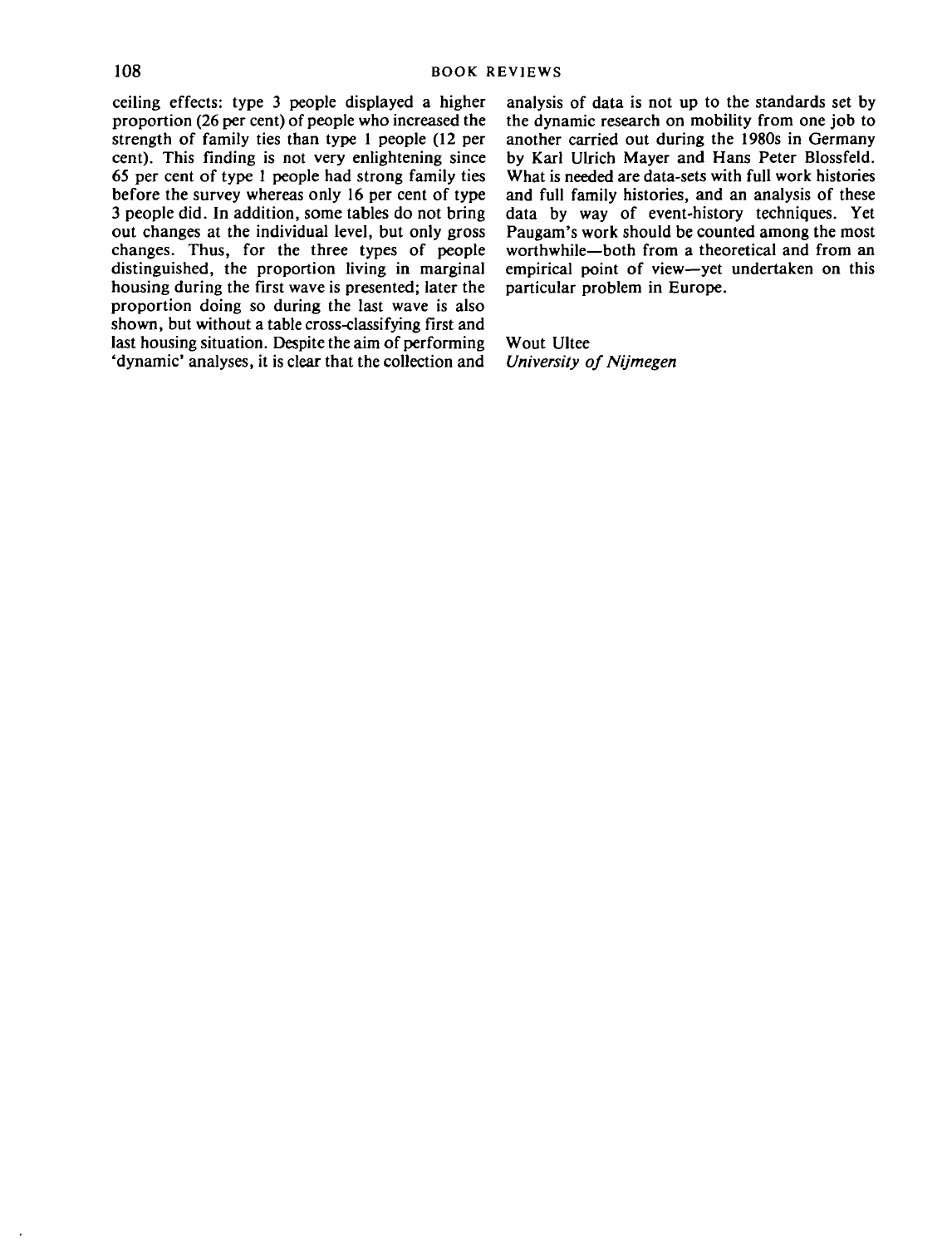ceiling effects: type 3 people displayed a higher proportion (26 per cent) of people who increased the strength of family ties than type 1 people (12 per cent). This finding is not very enlightening since 65 per cent of type 1 people had strong family ties before the survey whereas only 16 per cent of type 3 people did. In addition, some tables do not bring out changes at the individual level, but only gross changes. Thus, for the three types of people distinguished, the proportion living in marginal housing during the first wave is presented; later the proportion doing so during the last wave is also shown, but without a table cross-classifying first and last housing situation. Despite the aim of performing 'dynamic' analyses, it is clear that the collection and analysis of data is not up to the standards set by the dynamic research on mobility from one job to another carried out during the 1980s in Germany by Karl Ulrich Mayer and Hans Peter Blossfeld. What is needed are data-sets with full work histories and full family histories, and an analysis of these data by way of event-history techniques. Yet Paugam's work should be counted among the most worthwhile—both from a theoretical and from an empirical point of view—yet undertaken on this particular problem in Europe.

Wout Ultee
*University of Nijmegen*